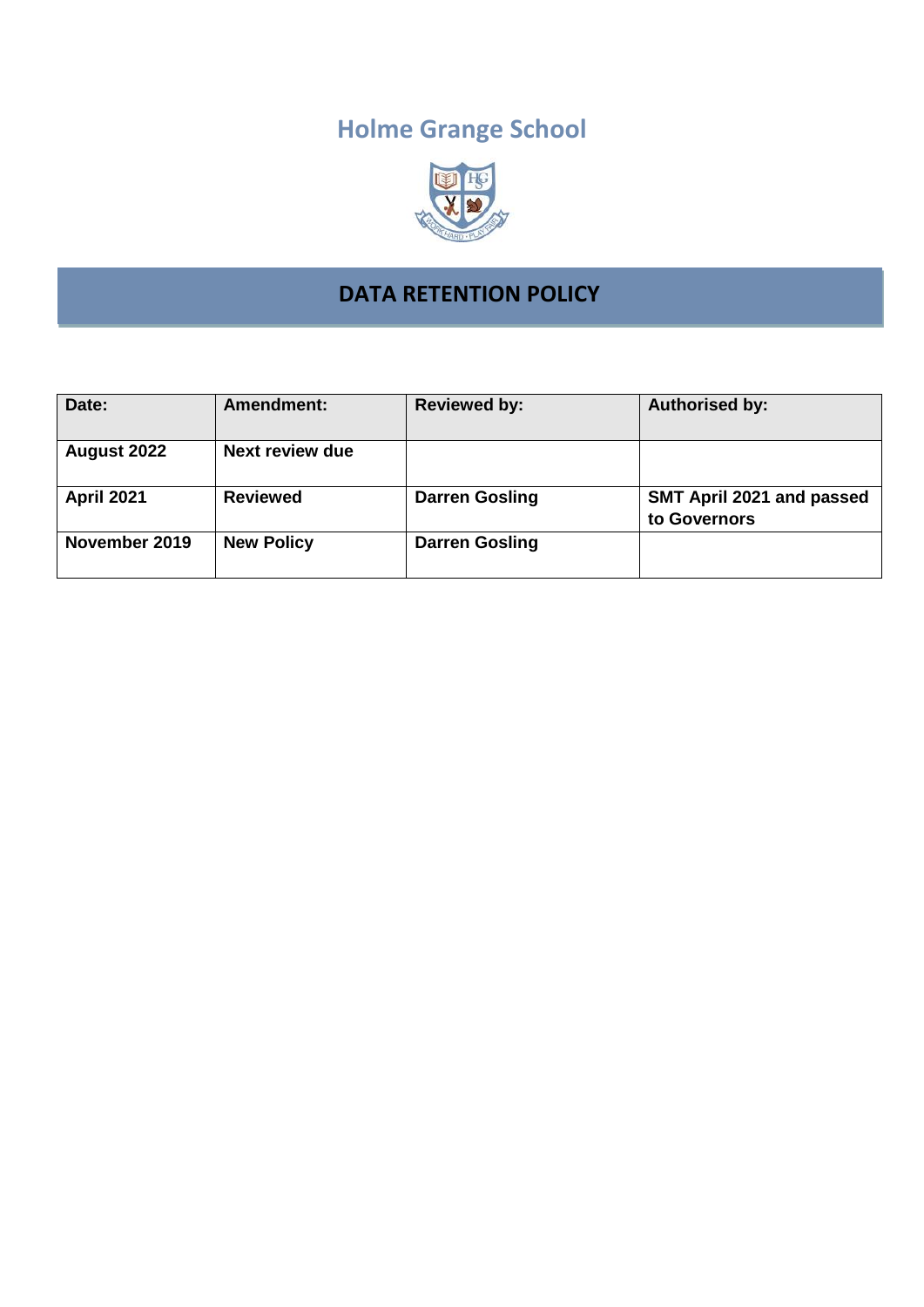# Holme Grange School

## DATA RETENTION POLICY

| Date: | Amendment: | Reviewed by: | Authorised by: |
|---|---|---|---|
| **August 2022** | **Next review due** | | |
| **April 2021** | **Reviewed** | **Darren Gosling** | **SMT April 2021 and passed to Governors** |
| **November 2019** | **New Policy** | **Darren Gosling** | |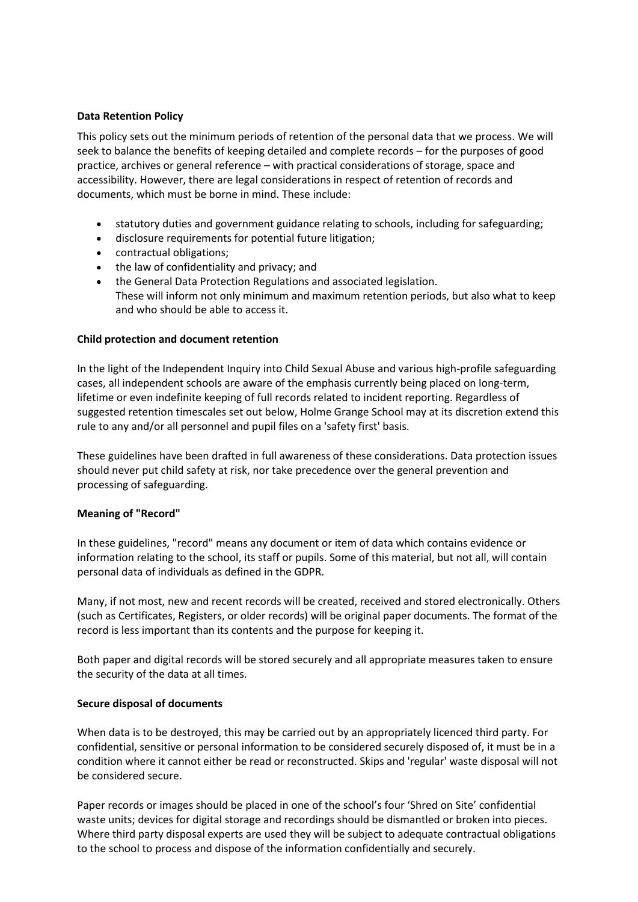**Data Retention Policy**

This policy sets out the minimum periods of retention of the personal data that we process. We will seek to balance the benefits of keeping detailed and complete records – for the purposes of good practice, archives or general reference – with practical considerations of storage, space and accessibility. However, there are legal considerations in respect of retention of records and documents, which must be borne in mind. These include:

- statutory duties and government guidance relating to schools, including for safeguarding;
- disclosure requirements for potential future litigation;
- contractual obligations;
- the law of confidentiality and privacy; and
- the General Data Protection Regulations and associated legislation.
  These will inform not only minimum and maximum retention periods, but also what to keep and who should be able to access it.

**Child protection and document retention**

In the light of the Independent Inquiry into Child Sexual Abuse and various high-profile safeguarding cases, all independent schools are aware of the emphasis currently being placed on long-term, lifetime or even indefinite keeping of full records related to incident reporting. Regardless of suggested retention timescales set out below, Holme Grange School may at its discretion extend this rule to any and/or all personnel and pupil files on a 'safety first' basis.

These guidelines have been drafted in full awareness of these considerations. Data protection issues should never put child safety at risk, nor take precedence over the general prevention and processing of safeguarding.

**Meaning of "Record"**

In these guidelines, "record" means any document or item of data which contains evidence or information relating to the school, its staff or pupils. Some of this material, but not all, will contain personal data of individuals as defined in the GDPR.

Many, if not most, new and recent records will be created, received and stored electronically. Others (such as Certificates, Registers, or older records) will be original paper documents. The format of the record is less important than its contents and the purpose for keeping it.

Both paper and digital records will be stored securely and all appropriate measures taken to ensure the security of the data at all times.

**Secure disposal of documents**

When data is to be destroyed, this may be carried out by an appropriately licenced third party. For confidential, sensitive or personal information to be considered securely disposed of, it must be in a condition where it cannot either be read or reconstructed. Skips and 'regular' waste disposal will not be considered secure.

Paper records or images should be placed in one of the school's four 'Shred on Site' confidential waste units; devices for digital storage and recordings should be dismantled or broken into pieces. Where third party disposal experts are used they will be subject to adequate contractual obligations to the school to process and dispose of the information confidentially and securely.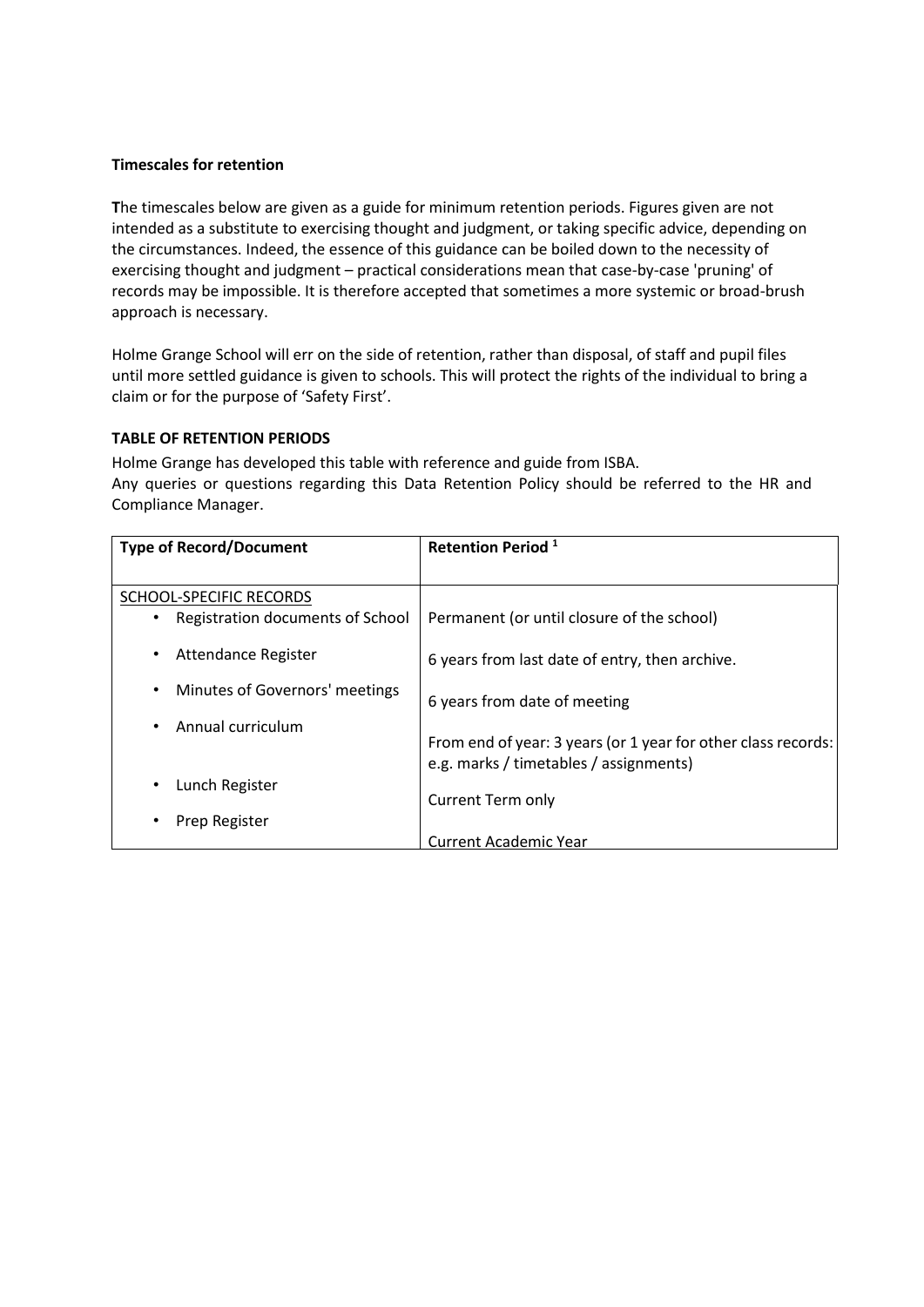**Timescales for retention**

**T**he timescales below are given as a guide for minimum retention periods. Figures given are not intended as a substitute to exercising thought and judgment, or taking specific advice, depending on the circumstances. Indeed, the essence of this guidance can be boiled down to the necessity of exercising thought and judgment – practical considerations mean that case-by-case 'pruning' of records may be impossible. It is therefore accepted that sometimes a more systemic or broad-brush approach is necessary.

Holme Grange School will err on the side of retention, rather than disposal, of staff and pupil files until more settled guidance is given to schools. This will protect the rights of the individual to bring a claim or for the purpose of 'Safety First'.

**TABLE OF RETENTION PERIODS**

Holme Grange has developed this table with reference and guide from ISBA.
Any queries or questions regarding this Data Retention Policy should be referred to the HR and Compliance Manager.

| Type of Record/Document | Retention Period [1] |
|---|---|
| SCHOOL-SPECIFIC RECORDS | |
| • Registration documents of School | Permanent (or until closure of the school) |
| • Attendance Register | 6 years from last date of entry, then archive. |
| • Minutes of Governors' meetings | 6 years from date of meeting |
| • Annual curriculum | From end of year: 3 years (or 1 year for other class records: e.g. marks / timetables / assignments) |
| • Lunch Register | Current Term only |
| • Prep Register | Current Academic Year |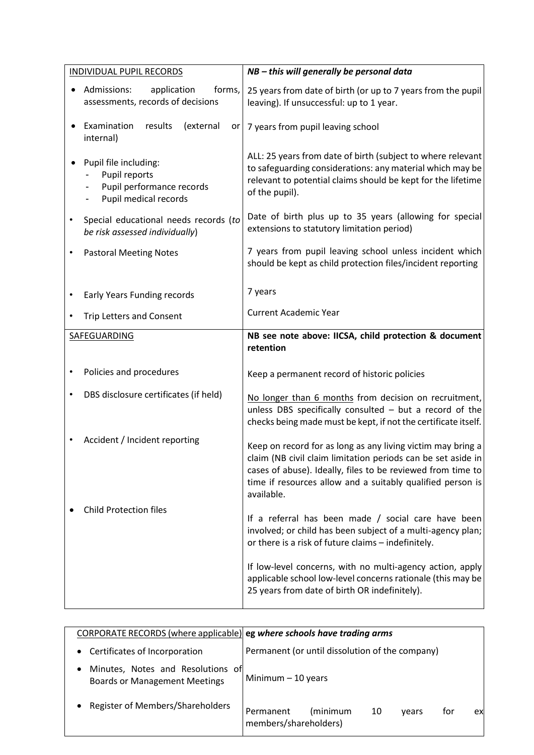| INDIVIDUAL PUPIL RECORDS | ***NB – this will generally be personal data*** |
|---|---|
| • Admissions: application forms, assessments, records of decisions | 25 years from date of birth (or up to 7 years from the pupil leaving). If unsuccessful: up to 1 year. |
| • Examination results (external or internal) | 7 years from pupil leaving school |
| • Pupil file including:<br>- Pupil reports<br>- Pupil performance records<br>- Pupil medical records | ALL: 25 years from date of birth (subject to where relevant to safeguarding considerations: any material which may be relevant to potential claims should be kept for the lifetime of the pupil). |
| • Special educational needs records (*to be risk assessed individually*) | Date of birth plus up to 35 years (allowing for special extensions to statutory limitation period) |
| • Pastoral Meeting Notes | 7 years from pupil leaving school unless incident which should be kept as child protection files/incident reporting |
| • Early Years Funding records | 7 years |
| • Trip Letters and Consent | Current Academic Year |
| SAFEGUARDING | **NB see note above: IICSA, child protection & document retention** |
| • Policies and procedures | Keep a permanent record of historic policies |
| • DBS disclosure certificates (if held) | No longer than 6 months from decision on recruitment, unless DBS specifically consulted – but a record of the checks being made must be kept, if not the certificate itself. |
| • Accident / Incident reporting | Keep on record for as long as any living victim may bring a claim (NB civil claim limitation periods can be set aside in cases of abuse). Ideally, files to be reviewed from time to time if resources allow and a suitably qualified person is available. |
| • Child Protection files | If a referral has been made / social care have been involved; or child has been subject of a multi-agency plan; or there is a risk of future claims – indefinitely.<br><br>If low-level concerns, with no multi-agency action, apply applicable school low-level concerns rationale (this may be 25 years from date of birth OR indefinitely). |

| CORPORATE RECORDS (where applicable) | **eg *where schools have trading arms*** |
|---|---|
| • Certificates of Incorporation | Permanent (or until dissolution of the company) |
| • Minutes, Notes and Resolutions of Boards or Management Meetings | Minimum – 10 years |
| • Register of Members/Shareholders | Permanent (minimum 10 years for ex members/shareholders) |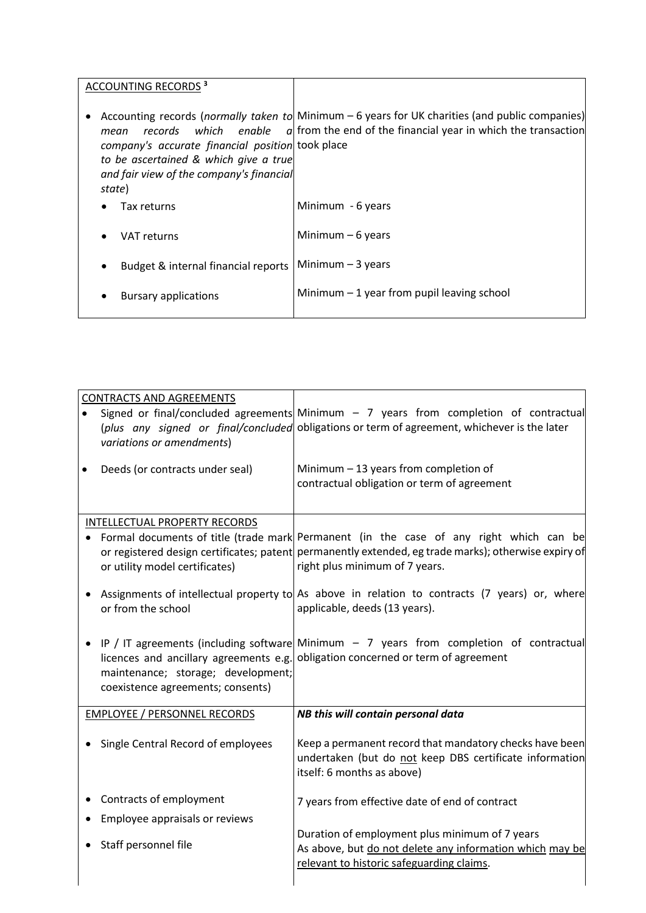| ACCOUNTING RECORDS [3] | |
|---|---|
| • Accounting records (*normally taken to mean records which enable a company's accurate financial position to be ascertained & which give a true and fair view of the company's financial state*) | Minimum – 6 years for UK charities (and public companies) from the end of the financial year in which the transaction took place |
| • Tax returns | Minimum - 6 years |
| • VAT returns | Minimum – 6 years |
| • Budget & internal financial reports | Minimum – 3 years |
| • Bursary applications | Minimum – 1 year from pupil leaving school |

| CONTRACTS AND AGREEMENTS | |
|---|---|
| • Signed or final/concluded agreements (*plus any signed or final/concluded variations or amendments*) | Minimum – 7 years from completion of contractual obligations or term of agreement, whichever is the later |
| • Deeds (or contracts under seal) | Minimum – 13 years from completion of contractual obligation or term of agreement |
| INTELLECTUAL PROPERTY RECORDS | |
| • Formal documents of title (trade mark or registered design certificates; patent or utility model certificates) | Permanent (in the case of any right which can be permanently extended, eg trade marks); otherwise expiry of right plus minimum of 7 years. |
| • Assignments of intellectual property to or from the school | As above in relation to contracts (7 years) or, where applicable, deeds (13 years). |
| • IP / IT agreements (including software licences and ancillary agreements e.g. maintenance; storage; development; coexistence agreements; consents) | Minimum – 7 years from completion of contractual obligation concerned or term of agreement |
| EMPLOYEE / PERSONNEL RECORDS | ***NB this will contain personal data*** |
| • Single Central Record of employees | Keep a permanent record that mandatory checks have been undertaken (but do not keep DBS certificate information itself: 6 months as above) |
| • Contracts of employment | 7 years from effective date of end of contract |
| • Employee appraisals or reviews | Duration of employment plus minimum of 7 years |
| • Staff personnel file | As above, but do not delete any information which may be relevant to historic safeguarding claims. |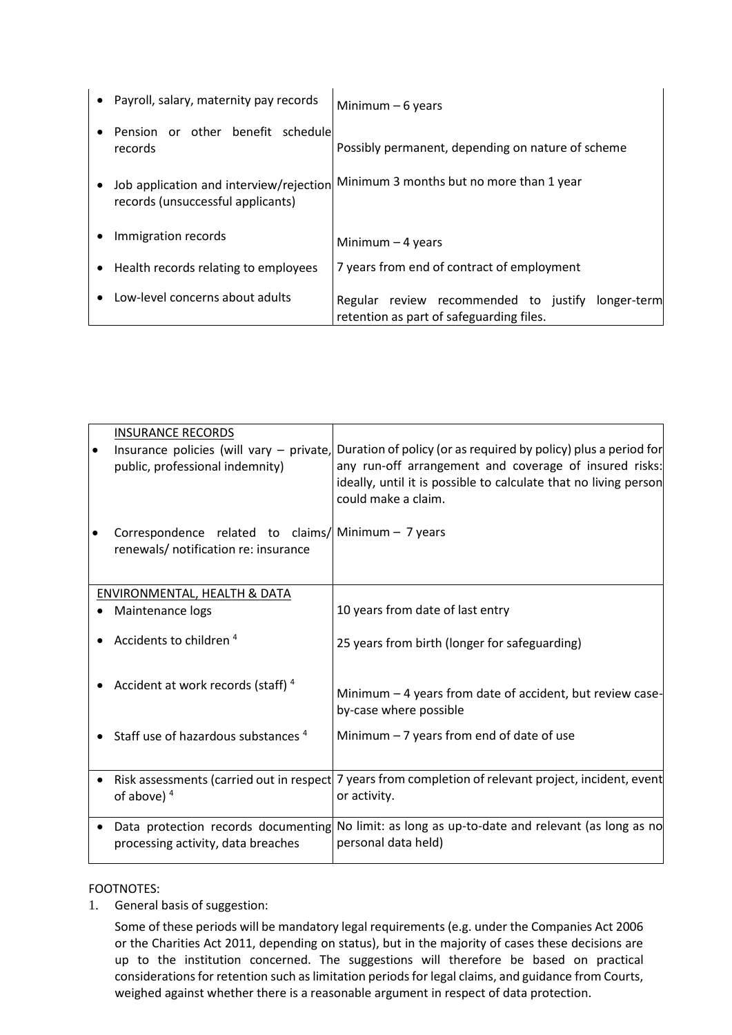| | |
|---|---|
| • Payroll, salary, maternity pay records | Minimum – 6 years |
| • Pension or other benefit schedule records | Possibly permanent, depending on nature of scheme |
| • Job application and interview/rejection records (unsuccessful applicants) | Minimum 3 months but no more than 1 year |
| • Immigration records | Minimum – 4 years |
| • Health records relating to employees | 7 years from end of contract of employment |
| • Low-level concerns about adults | Regular review recommended to justify longer-term retention as part of safeguarding files. |

| | |
|---|---|
| INSURANCE RECORDS<br>• Insurance policies (will vary – private, public, professional indemnity) | Duration of policy (or as required by policy) plus a period for any run-off arrangement and coverage of insured risks: ideally, until it is possible to calculate that no living person could make a claim. |
| • Correspondence related to claims/ renewals/ notification re: insurance | Minimum – 7 years |
| ENVIRONMENTAL, HEALTH & DATA<br>• Maintenance logs | 10 years from date of last entry |
| • Accidents to children [4] | 25 years from birth (longer for safeguarding) |
| • Accident at work records (staff) [4] | Minimum – 4 years from date of accident, but review case-by-case where possible |
| • Staff use of hazardous substances [4] | Minimum – 7 years from end of date of use |
| • Risk assessments (carried out in respect of above) [4] | 7 years from completion of relevant project, incident, event or activity. |
| • Data protection records documenting processing activity, data breaches | No limit: as long as up-to-date and relevant (as long as no personal data held) |

FOOTNOTES:

1. General basis of suggestion:

   Some of these periods will be mandatory legal requirements (e.g. under the Companies Act 2006 or the Charities Act 2011, depending on status), but in the majority of cases these decisions are up to the institution concerned. The suggestions will therefore be based on practical considerations for retention such as limitation periods for legal claims, and guidance from Courts, weighed against whether there is a reasonable argument in respect of data protection.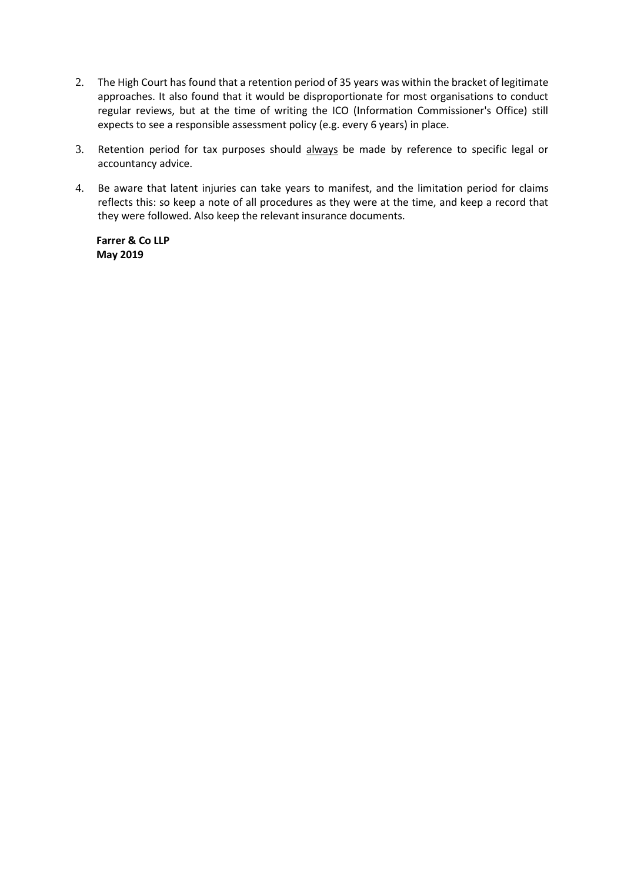2. The High Court has found that a retention period of 35 years was within the bracket of legitimate approaches. It also found that it would be disproportionate for most organisations to conduct regular reviews, but at the time of writing the ICO (Information Commissioner's Office) still expects to see a responsible assessment policy (e.g. every 6 years) in place.

3. Retention period for tax purposes should <u>always</u> be made by reference to specific legal or accountancy advice.

4. Be aware that latent injuries can take years to manifest, and the limitation period for claims reflects this: so keep a note of all procedures as they were at the time, and keep a record that they were followed. Also keep the relevant insurance documents.

**Farrer & Co LLP**
**May 2019**